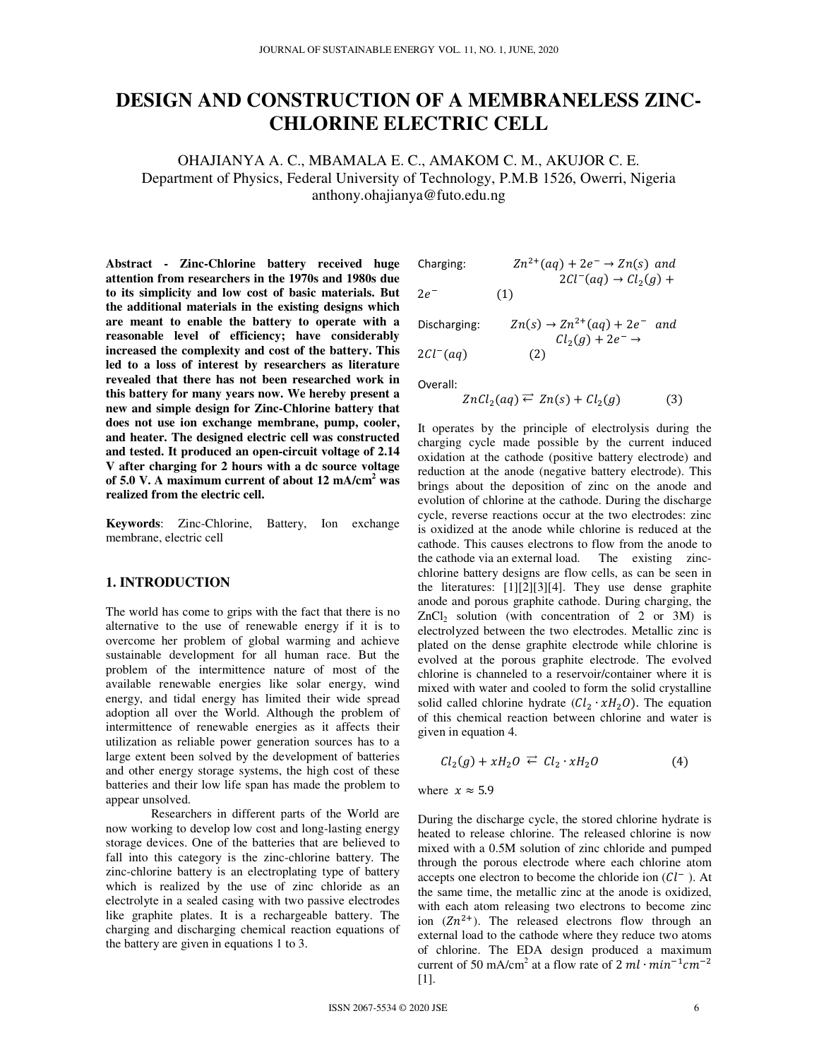# DESIGN AND CONSTRUCTION OF A MEMBRANELESS ZINC-CHLORINE ELECTRIC CELL

OHAJIANYA A. C., MBAMALA E. C., AMAKOM C. M., AKUJOR C. E.
Department of Physics, Federal University of Technology, P.M.B 1526, Owerri, Nigeria
anthony.ohajianya@futo.edu.ng

**Abstract - Zinc-Chlorine battery received huge attention from researchers in the 1970s and 1980s due to its simplicity and low cost of basic materials. But the additional materials in the existing designs which are meant to enable the battery to operate with a reasonable level of efficiency; have considerably increased the complexity and cost of the battery. This led to a loss of interest by researchers as literature revealed that there has not been researched work in this battery for many years now. We hereby present a new and simple design for Zinc-Chlorine battery that does not use ion exchange membrane, pump, cooler, and heater. The designed electric cell was constructed and tested. It produced an open-circuit voltage of 2.14 V after charging for 2 hours with a dc source voltage of 5.0 V. A maximum current of about 12 mA/cm$^2$ was realized from the electric cell.**

**Keywords**: Zinc-Chlorine, Battery, Ion exchange membrane, electric cell

## 1. INTRODUCTION

The world has come to grips with the fact that there is no alternative to the use of renewable energy if it is to overcome her problem of global warming and achieve sustainable development for all human race. But the problem of the intermittence nature of most of the available renewable energies like solar energy, wind energy, and tidal energy has limited their wide spread adoption all over the World. Although the problem of intermittence of renewable energies as it affects their utilization as reliable power generation sources has to a large extent been solved by the development of batteries and other energy storage systems, the high cost of these batteries and their low life span has made the problem to appear unsolved.

Researchers in different parts of the World are now working to develop low cost and long-lasting energy storage devices. One of the batteries that are believed to fall into this category is the zinc-chlorine battery. The zinc-chlorine battery is an electroplating type of battery which is realized by the use of zinc chloride as an electrolyte in a sealed casing with two passive electrodes like graphite plates. It is a rechargeable battery. The charging and discharging chemical reaction equations of the battery are given in equations 1 to 3.

Charging: $Zn^{2+}(aq) + 2e^- \rightarrow Zn(s)$ and $2Cl^-(aq) \rightarrow Cl_2(g) + 2e^-$ (1)

Discharging: $Zn(s) \rightarrow Zn^{2+}(aq) + 2e^-$ and $Cl_2(g) + 2e^- \rightarrow 2Cl^-(aq)$ (2)

Overall:

$$ZnCl_2(aq) \rightleftarrows Zn(s) + Cl_2(g) \qquad (3)$$

It operates by the principle of electrolysis during the charging cycle made possible by the current induced oxidation at the cathode (positive battery electrode) and reduction at the anode (negative battery electrode). This brings about the deposition of zinc on the anode and evolution of chlorine at the cathode. During the discharge cycle, reverse reactions occur at the two electrodes: zinc is oxidized at the anode while chlorine is reduced at the cathode. This causes electrons to flow from the anode to the cathode via an external load. The existing zinc-chlorine battery designs are flow cells, as can be seen in the literatures: [1][2][3][4]. They use dense graphite anode and porous graphite cathode. During charging, the $ZnCl_2$ solution (with concentration of 2 or 3M) is electrolyzed between the two electrodes. Metallic zinc is plated on the dense graphite electrode while chlorine is evolved at the porous graphite electrode. The evolved chlorine is channeled to a reservoir/container where it is mixed with water and cooled to form the solid crystalline solid called chlorine hydrate ($Cl_2 \cdot xH_2O$). The equation of this chemical reaction between chlorine and water is given in equation 4.

$$Cl_2(g) + xH_2O \rightleftarrows Cl_2 \cdot xH_2O \qquad (4)$$

where $x \approx 5.9$

During the discharge cycle, the stored chlorine hydrate is heated to release chlorine. The released chlorine is now mixed with a 0.5M solution of zinc chloride and pumped through the porous electrode where each chlorine atom accepts one electron to become the chloride ion ($Cl^-$). At the same time, the metallic zinc at the anode is oxidized, with each atom releasing two electrons to become zinc ion ($Zn^{2+}$). The released electrons flow through an external load to the cathode where they reduce two atoms of chlorine. The EDA design produced a maximum current of 50 mA/cm$^2$ at a flow rate of 2 $ml \cdot min^{-1}cm^{-2}$ [1].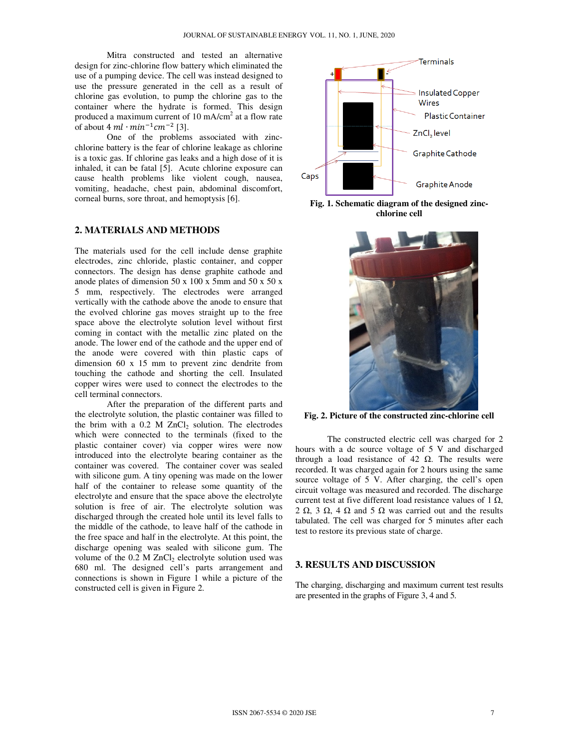Mitra constructed and tested an alternative design for zinc-chlorine flow battery which eliminated the use of a pumping device. The cell was instead designed to use the pressure generated in the cell as a result of chlorine gas evolution, to pump the chlorine gas to the container where the hydrate is formed. This design produced a maximum current of 10 mA/cm$^2$ at a flow rate of about 4 $ml \cdot min^{-1} cm^{-2}$ [3].

One of the problems associated with zinc-chlorine battery is the fear of chlorine leakage as chlorine is a toxic gas. If chlorine gas leaks and a high dose of it is inhaled, it can be fatal [5]. Acute chlorine exposure can cause health problems like violent cough, nausea, vomiting, headache, chest pain, abdominal discomfort, corneal burns, sore throat, and hemoptysis [6].

## 2. MATERIALS AND METHODS

The materials used for the cell include dense graphite electrodes, zinc chloride, plastic container, and copper connectors. The design has dense graphite cathode and anode plates of dimension 50 x 100 x 5mm and 50 x 50 x 5 mm, respectively. The electrodes were arranged vertically with the cathode above the anode to ensure that the evolved chlorine gas moves straight up to the free space above the electrolyte solution level without first coming in contact with the metallic zinc plated on the anode. The lower end of the cathode and the upper end of the anode were covered with thin plastic caps of dimension 60 x 15 mm to prevent zinc dendrite from touching the cathode and shorting the cell. Insulated copper wires were used to connect the electrodes to the cell terminal connectors.

After the preparation of the different parts and the electrolyte solution, the plastic container was filled to the brim with a 0.2 M $ZnCl_2$ solution. The electrodes which were connected to the terminals (fixed to the plastic container cover) via copper wires were now introduced into the electrolyte bearing container as the container was covered. The container cover was sealed with silicone gum. A tiny opening was made on the lower half of the container to release some quantity of the electrolyte and ensure that the space above the electrolyte solution is free of air. The electrolyte solution was discharged through the created hole until its level falls to the middle of the cathode, to leave half of the cathode in the free space and half in the electrolyte. At this point, the discharge opening was sealed with silicone gum. The volume of the 0.2 M $ZnCl_2$ electrolyte solution used was 680 ml. The designed cell's parts arrangement and connections is shown in Figure 1 while a picture of the constructed cell is given in Figure 2.

Terminals, Insulated Copper Wires, Plastic Container, $ZnCl_2$ level, Graphite Cathode, Caps, Graphite Anode

**Fig. 1. Schematic diagram of the designed zinc-chlorine cell**

**Fig. 2. Picture of the constructed zinc-chlorine cell**

The constructed electric cell was charged for 2 hours with a dc source voltage of 5 V and discharged through a load resistance of 42 Ω. The results were recorded. It was charged again for 2 hours using the same source voltage of 5 V. After charging, the cell's open circuit voltage was measured and recorded. The discharge current test at five different load resistance values of 1 Ω, 2 Ω, 3 Ω, 4 Ω and 5 Ω was carried out and the results tabulated. The cell was charged for 5 minutes after each test to restore its previous state of charge.

## 3. RESULTS AND DISCUSSION

The charging, discharging and maximum current test results are presented in the graphs of Figure 3, 4 and 5.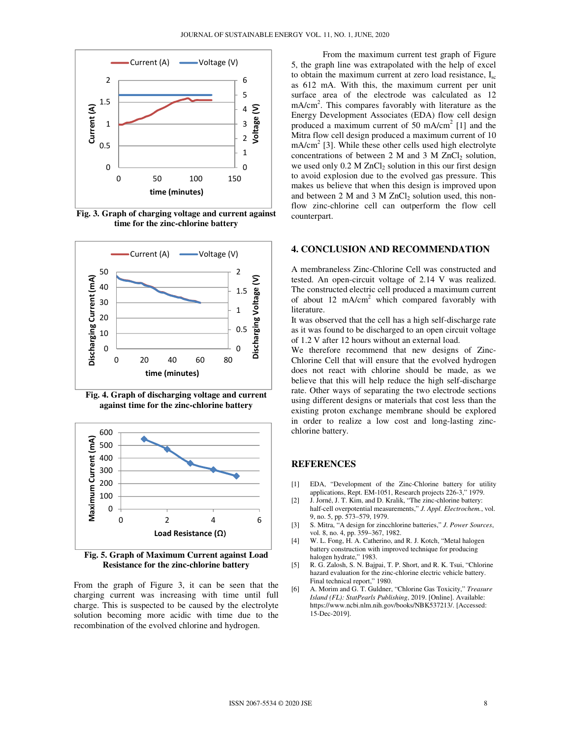Current (A)
Voltage (V)
Current (A)
Voltage (V)
2
1.5
1
0.5
0
6
5
4
3
2
1
0
0
50
100
150
time (minutes)

**Fig. 3. Graph of charging voltage and current against time for the zinc-chlorine battery**

Current (A)
Voltage (V)
Discharging Current (mA)
Discharging Voltage (V)
50
40
30
20
10
0
2
1.5
1
0.5
0
0
20
40
60
80
time (minutes)

**Fig. 4. Graph of discharging voltage and current against time for the zinc-chlorine battery**

Maximum Current (mA)
600
500
400
300
200
100
0
0
2
4
6
Load Resistance (Ω)

**Fig. 5. Graph of Maximum Current against Load Resistance for the zinc-chlorine battery**

From the graph of Figure 3, it can be seen that the charging current was increasing with time until full charge. This is suspected to be caused by the electrolyte solution becoming more acidic with time due to the recombination of the evolved chlorine and hydrogen.

From the maximum current test graph of Figure 5, the graph line was extrapolated with the help of excel to obtain the maximum current at zero load resistance, $I_{sc}$ as 612 mA. With this, the maximum current per unit surface area of the electrode was calculated as 12 $mA/cm^2$. This compares favorably with literature as the Energy Development Associates (EDA) flow cell design produced a maximum current of 50 $mA/cm^2$ [1] and the Mitra flow cell design produced a maximum current of 10 $mA/cm^2$ [3]. While these other cells used high electrolyte concentrations of between 2 M and 3 M $ZnCl_2$ solution, we used only 0.2 M $ZnCl_2$ solution in this our first design to avoid explosion due to the evolved gas pressure. This makes us believe that when this design is improved upon and between 2 M and 3 M $ZnCl_2$ solution used, this non-flow zinc-chlorine cell can outperform the flow cell counterpart.

## 4. CONCLUSION AND RECOMMENDATION

A membraneless Zinc-Chlorine Cell was constructed and tested. An open-circuit voltage of 2.14 V was realized. The constructed electric cell produced a maximum current of about 12 $mA/cm^2$ which compared favorably with literature.

It was observed that the cell has a high self-discharge rate as it was found to be discharged to an open circuit voltage of 1.2 V after 12 hours without an external load.

We therefore recommend that new designs of Zinc-Chlorine Cell that will ensure that the evolved hydrogen does not react with chlorine should be made, as we believe that this will help reduce the high self-discharge rate. Other ways of separating the two electrode sections using different designs or materials that cost less than the existing proton exchange membrane should be explored in order to realize a low cost and long-lasting zinc-chlorine battery.

## REFERENCES

[1] EDA, "Development of the Zinc-Chlorine battery for utility applications, Rept. EM-1051, Research projects 226-3," 1979.

[2] J. Jorné, J. T. Kim, and D. Kralik, "The zinc-chlorine battery: half-cell overpotential measurements," *J. Appl. Electrochem.*, vol. 9, no. 5, pp. 573–579, 1979.

[3] S. Mitra, "A design for zincchlorine batteries," *J. Power Sources*, vol. 8, no. 4, pp. 359–367, 1982.

[4] W. L. Fong, H. A. Catherino, and R. J. Kotch, "Metal halogen battery construction with improved technique for producing halogen hydrate," 1983.

[5] R. G. Zalosh, S. N. Bajpai, T. P. Short, and R. K. Tsui, "Chlorine hazard evaluation for the zinc-chlorine electric vehicle battery. Final technical report," 1980.

[6] A. Morim and G. T. Guldner, "Chlorine Gas Toxicity," *Treasure Island (FL): StatPearls Publishing*, 2019. [Online]. Available: https://www.ncbi.nlm.nih.gov/books/NBK537213/. [Accessed: 15-Dec-2019].